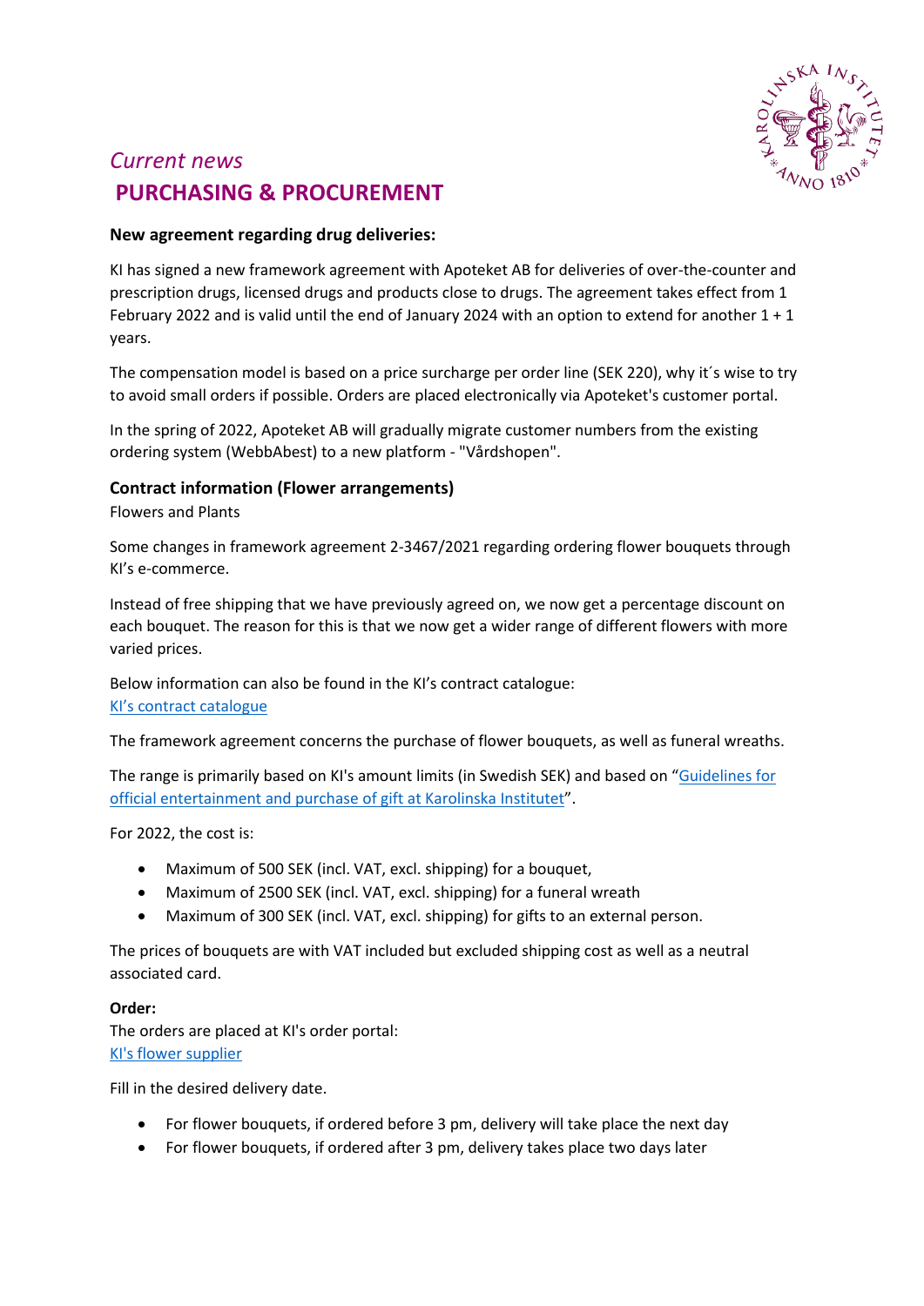*Current news*

# PURCHASING & PROCUREMENT

**New agreement regarding drug deliveries:**

KI has signed a new framework agreement with Apoteket AB for deliveries of over-the-counter and prescription drugs, licensed drugs and products close to drugs. The agreement takes effect from 1 February 2022 and is valid until the end of January 2024 with an option to extend for another 1 + 1 years.

The compensation model is based on a price surcharge per order line (SEK 220), why it´s wise to try to avoid small orders if possible. Orders are placed electronically via Apoteket's customer portal.

In the spring of 2022, Apoteket AB will gradually migrate customer numbers from the existing ordering system (WebbAbest) to a new platform - "Vårdshopen".

## Contract information (Flower arrangements)

Flowers and Plants

Some changes in framework agreement 2-3467/2021 regarding ordering flower bouquets through KI's e-commerce.

Instead of free shipping that we have previously agreed on, we now get a percentage discount on each bouquet. The reason for this is that we now get a wider range of different flowers with more varied prices.

Below information can also be found in the KI's contract catalogue:
KI's contract catalogue

The framework agreement concerns the purchase of flower bouquets, as well as funeral wreaths.

The range is primarily based on KI's amount limits (in Swedish SEK) and based on "Guidelines for official entertainment and purchase of gift at Karolinska Institutet".

For 2022, the cost is:

- Maximum of 500 SEK (incl. VAT, excl. shipping) for a bouquet,
- Maximum of 2500 SEK (incl. VAT, excl. shipping) for a funeral wreath
- Maximum of 300 SEK (incl. VAT, excl. shipping) for gifts to an external person.

The prices of bouquets are with VAT included but excluded shipping cost as well as a neutral associated card.

**Order:**
The orders are placed at KI's order portal:
KI's flower supplier

Fill in the desired delivery date.

- For flower bouquets, if ordered before 3 pm, delivery will take place the next day
- For flower bouquets, if ordered after 3 pm, delivery takes place two days later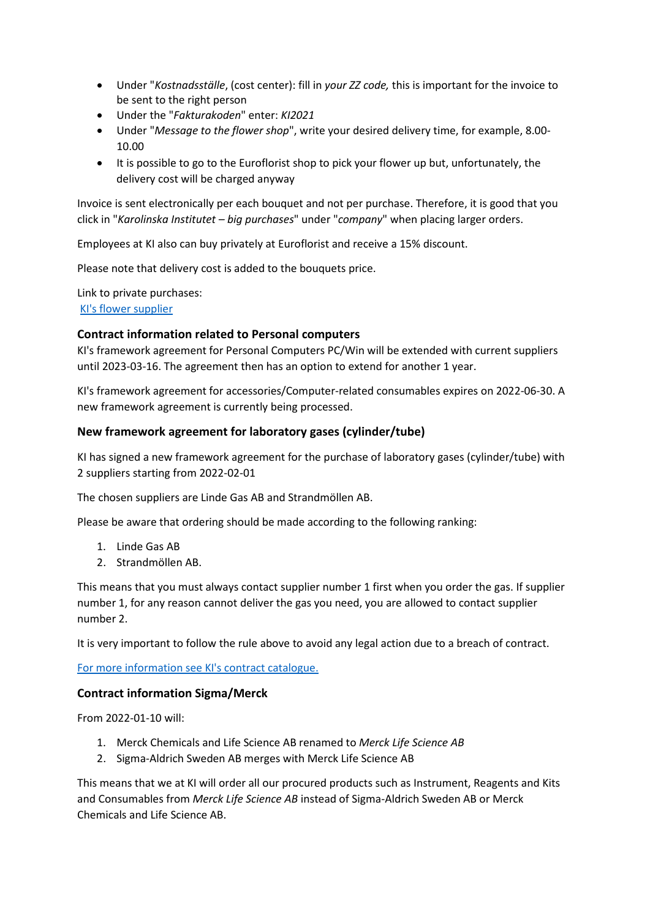- Under "*Kostnadsställe*, (cost center): fill in *your ZZ code,* this is important for the invoice to be sent to the right person
- Under the "*Fakturakoden*" enter: *KI2021*
- Under "*Message to the flower shop*", write your desired delivery time, for example, 8.00-10.00
- It is possible to go to the Euroflorist shop to pick your flower up but, unfortunately, the delivery cost will be charged anyway

Invoice is sent electronically per each bouquet and not per purchase. Therefore, it is good that you click in "*Karolinska Institutet – big purchases*" under "*company*" when placing larger orders.

Employees at KI also can buy privately at Euroflorist and receive a 15% discount.

Please note that delivery cost is added to the bouquets price.

Link to private purchases:
[KI's flower supplier]

### Contract information related to Personal computers

KI's framework agreement for Personal Computers PC/Win will be extended with current suppliers until 2023-03-16. The agreement then has an option to extend for another 1 year.

KI's framework agreement for accessories/Computer-related consumables expires on 2022-06-30. A new framework agreement is currently being processed.

### New framework agreement for laboratory gases (cylinder/tube)

KI has signed a new framework agreement for the purchase of laboratory gases (cylinder/tube) with 2 suppliers starting from 2022-02-01

The chosen suppliers are Linde Gas AB and Strandmöllen AB.

Please be aware that ordering should be made according to the following ranking:

1. Linde Gas AB
2. Strandmöllen AB.

This means that you must always contact supplier number 1 first when you order the gas. If supplier number 1, for any reason cannot deliver the gas you need, you are allowed to contact supplier number 2.

It is very important to follow the rule above to avoid any legal action due to a breach of contract.

[For more information see KI's contract catalogue.]

### Contract information Sigma/Merck

From 2022-01-10 will:

1. Merck Chemicals and Life Science AB renamed to *Merck Life Science AB*
2. Sigma-Aldrich Sweden AB merges with Merck Life Science AB

This means that we at KI will order all our procured products such as Instrument, Reagents and Kits and Consumables from *Merck Life Science AB* instead of Sigma-Aldrich Sweden AB or Merck Chemicals and Life Science AB.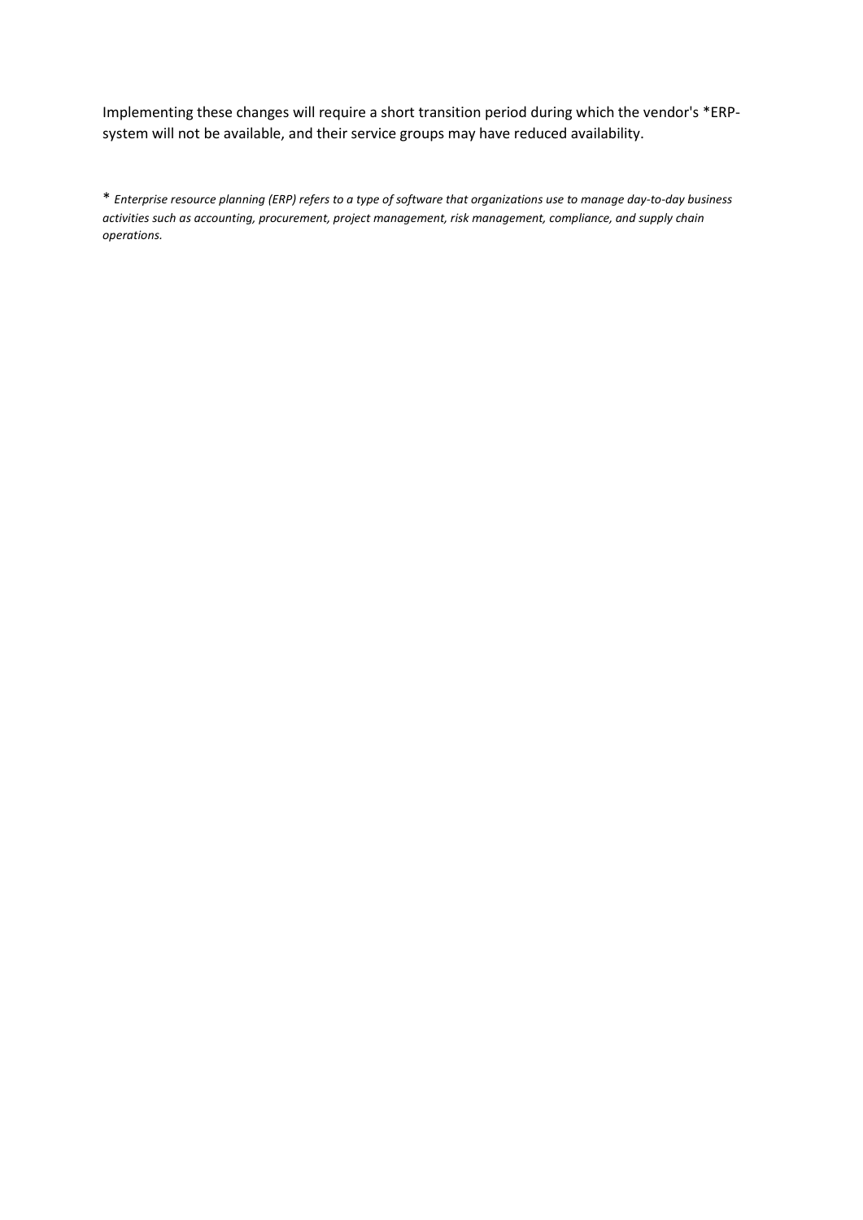Implementing these changes will require a short transition period during which the vendor's *ERP-system will not be available, and their service groups may have reduced availability.

* *Enterprise resource planning (ERP) refers to a type of software that organizations use to manage day-to-day business activities such as accounting, procurement, project management, risk management, compliance, and supply chain operations.*